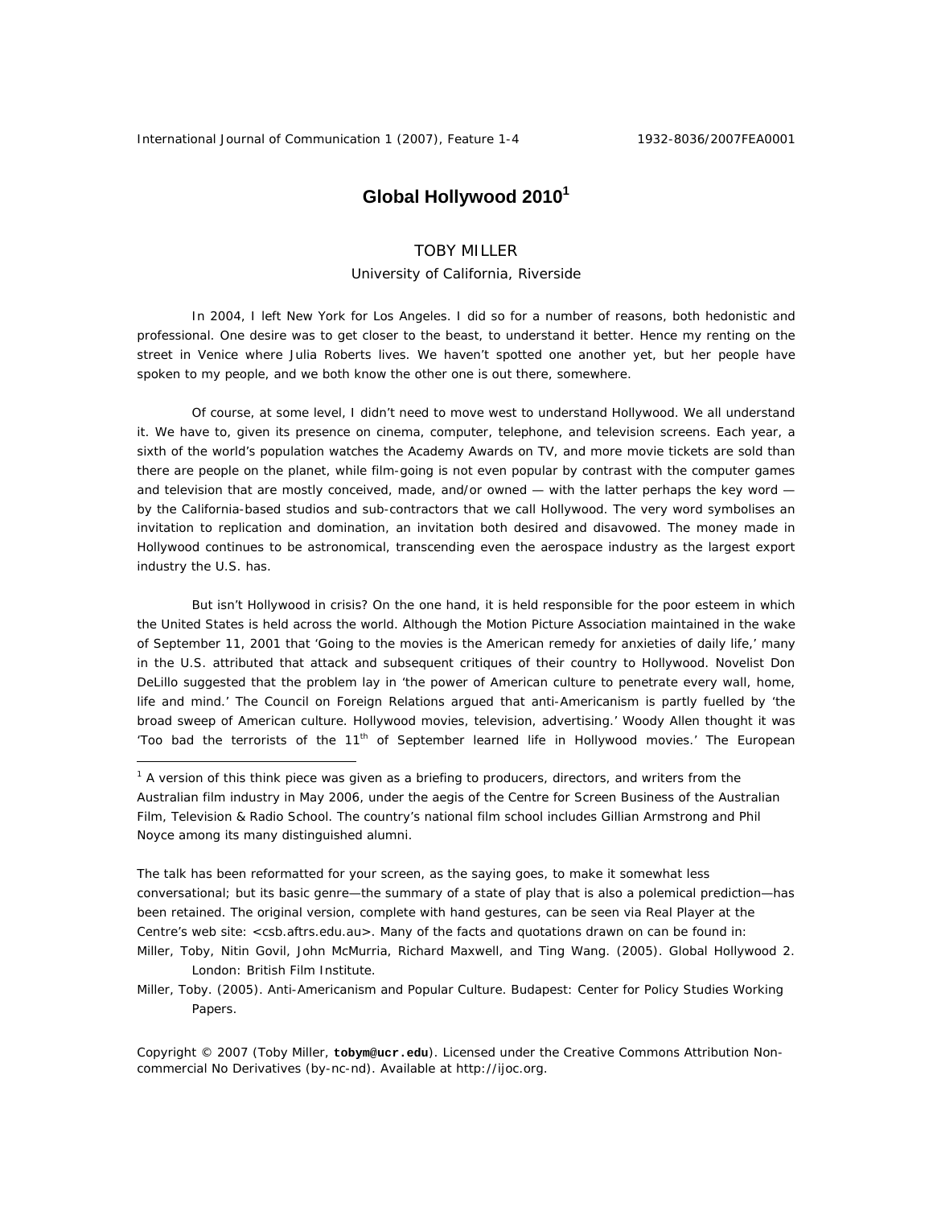# Global Hollywood 2010[1]

TOBY MILLER

University of California, Riverside

In 2004, I left New York for Los Angeles. I did so for a number of reasons, both hedonistic and professional. One desire was to get closer to the beast, to understand it better. Hence my renting on the street in Venice where Julia Roberts lives. We haven't spotted one another yet, but her people have spoken to my people, and we both know the other one is out there, somewhere.

Of course, at some level, I didn't need to move west to understand Hollywood. We all understand it. We have to, given its presence on cinema, computer, telephone, and television screens. Each year, a sixth of the world's population watches the Academy Awards on TV, and more movie tickets are sold than there are people on the planet, while film-going is not even popular by contrast with the computer games and television that are mostly conceived, made, and/or owned — with the latter perhaps the key word — by the California-based studios and sub-contractors that we call Hollywood. The very word symbolises an invitation to replication and domination, an invitation both desired and disavowed. The money made in Hollywood continues to be astronomical, transcending even the aerospace industry as the largest export industry the U.S. has.

But isn't Hollywood in crisis? On the one hand, it is held responsible for the poor esteem in which the United States is held across the world. Although the Motion Picture Association maintained in the wake of September 11, 2001 that 'Going to the movies is the American remedy for anxieties of daily life,' many in the U.S. attributed that attack and subsequent critiques of their country to Hollywood. Novelist Don DeLillo suggested that the problem lay in 'the power of American culture to penetrate every wall, home, life and mind.' The Council on Foreign Relations argued that anti-Americanism is partly fuelled by 'the broad sweep of American culture. Hollywood movies, television, advertising.' Woody Allen thought it was 'Too bad the terrorists of the 11th of September learned life in Hollywood movies.' The European

---

[1] A version of this think piece was given as a briefing to producers, directors, and writers from the Australian film industry in May 2006, under the aegis of the Centre for Screen Business of the Australian Film, Television & Radio School. The country's national film school includes Gillian Armstrong and Phil Noyce among its many distinguished alumni.

The talk has been reformatted for your screen, as the saying goes, to make it somewhat less conversational; but its basic genre—the summary of a state of play that is also a polemical prediction—has been retained. The original version, complete with hand gestures, can be seen via Real Player at the Centre's web site: <csb.aftrs.edu.au>. Many of the facts and quotations drawn on can be found in:

Miller, Toby, Nitin Govil, John McMurria, Richard Maxwell, and Ting Wang. (2005). *Global Hollywood 2*. London: British Film Institute.

Miller, Toby. (2005). *Anti-Americanism and Popular Culture*. Budapest: Center for Policy Studies Working Papers.

Copyright © 2007 (Toby Miller, **tobym@ucr.edu**). Licensed under the Creative Commons Attribution Non-commercial No Derivatives (by-nc-nd). Available at http://ijoc.org.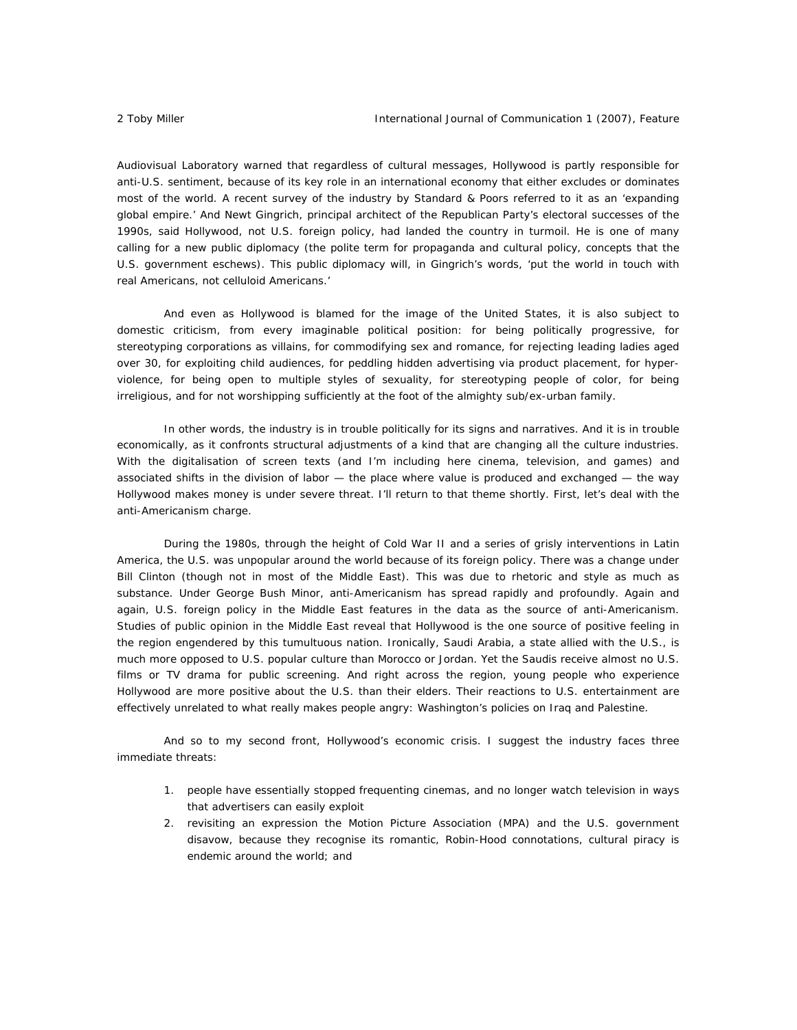Audiovisual Laboratory warned that regardless of cultural messages, Hollywood is partly responsible for anti-U.S. sentiment, because of its key role in an international economy that either excludes or dominates most of the world. A recent survey of the industry by Standard & Poors referred to it as an 'expanding global empire.' And Newt Gingrich, principal architect of the Republican Party's electoral successes of the 1990s, said Hollywood, not U.S. foreign policy, had landed the country in turmoil. He is one of many calling for a new public diplomacy (the polite term for propaganda and cultural policy, concepts that the U.S. government eschews). This public diplomacy will, in Gingrich's words, 'put the world in touch with real Americans, not celluloid Americans.'

And even as Hollywood is blamed for the image of the United States, it is also subject to domestic criticism, from every imaginable political position: for being politically progressive, for stereotyping corporations as villains, for commodifying sex and romance, for rejecting leading ladies aged over 30, for exploiting child audiences, for peddling hidden advertising via product placement, for hyper-violence, for being open to multiple styles of sexuality, for stereotyping people of color, for being irreligious, and for not worshipping sufficiently at the foot of the almighty sub/ex-urban family.

In other words, the industry is in trouble politically for its signs and narratives. And it is in trouble economically, as it confronts structural adjustments of a kind that are changing all the culture industries. With the digitalisation of screen texts (and I'm including here cinema, television, and games) and associated shifts in the division of labor — the place where value is produced and exchanged — the way Hollywood makes money is under severe threat. I'll return to that theme shortly. First, let's deal with the anti-Americanism charge.

During the 1980s, through the height of Cold War II and a series of grisly interventions in Latin America, the U.S. was unpopular around the world because of its foreign policy. There was a change under Bill Clinton (though not in most of the Middle East). This was due to rhetoric and style as much as substance. Under George Bush Minor, anti-Americanism has spread rapidly and profoundly. Again and again, U.S. foreign policy in the Middle East features in the data as the source of anti-Americanism. Studies of public opinion in the Middle East reveal that Hollywood is the one source of positive feeling in the region engendered by this tumultuous nation. Ironically, Saudi Arabia, a state allied with the U.S., is much more opposed to U.S. popular culture than Morocco or Jordan. Yet the Saudis receive almost no U.S. films or TV drama for public screening. And right across the region, young people who experience Hollywood are more positive about the U.S. than their elders. Their reactions to U.S. entertainment are effectively unrelated to what really makes people angry: Washington's policies on Iraq and Palestine.

And so to my second front, Hollywood's economic crisis. I suggest the industry faces three immediate threats:

1. people have essentially stopped frequenting cinemas, and no longer watch television in ways that advertisers can easily exploit
2. revisiting an expression the Motion Picture Association (MPA) and the U.S. government disavow, because they recognise its romantic, Robin-Hood connotations, cultural piracy is endemic around the world; and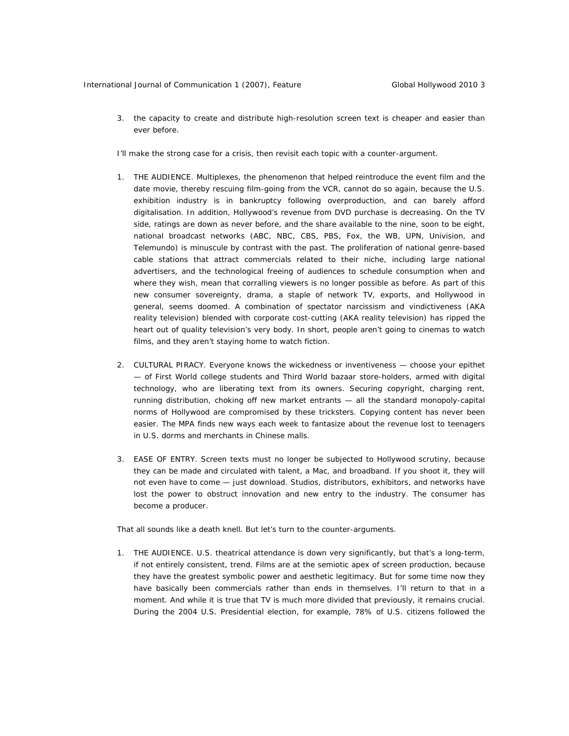3. the capacity to create and distribute high-resolution screen text is cheaper and easier than ever before.

I'll make the strong case for a crisis, then revisit each topic with a counter-argument.

1. THE AUDIENCE. Multiplexes, the phenomenon that helped reintroduce the event film and the date movie, thereby rescuing film-going from the VCR, cannot do so again, because the U.S. exhibition industry is in bankruptcy following overproduction, and can barely afford digitalisation. In addition, Hollywood's revenue from DVD purchase is decreasing. On the TV side, ratings are down as never before, and the share available to the nine, soon to be eight, national broadcast networks (ABC, NBC, CBS, PBS, Fox, the WB, UPN, Univision, and Telemundo) is minuscule by contrast with the past. The proliferation of national genre-based cable stations that attract commercials related to their niche, including large national advertisers, and the technological freeing of audiences to schedule consumption when and where they wish, mean that corralling viewers is no longer possible as before. As part of this new consumer sovereignty, drama, a staple of network TV, exports, and Hollywood in general, seems doomed. A combination of spectator narcissism and vindictiveness (AKA reality television) blended with corporate cost-cutting (AKA reality television) has ripped the heart out of quality television's very body. In short, people aren't going to cinemas to watch films, and they aren't staying home to watch fiction.

2. CULTURAL PIRACY. Everyone knows the wickedness or inventiveness — choose your epithet — of First World college students and Third World bazaar store-holders, armed with digital technology, who are liberating text from its owners. Securing copyright, charging rent, running distribution, choking off new market entrants — all the standard monopoly-capital norms of Hollywood are compromised by these tricksters. Copying content has never been easier. The MPA finds new ways each week to fantasize about the revenue lost to teenagers in U.S. dorms and merchants in Chinese malls.

3. EASE OF ENTRY. Screen texts must no longer be subjected to Hollywood scrutiny, because they can be made and circulated with talent, a Mac, and broadband. If you shoot it, they will not even have to come — just download. Studios, distributors, exhibitors, and networks have lost the power to obstruct innovation and new entry to the industry. The consumer has become a producer.

That all sounds like a death knell. But let's turn to the counter-arguments.

1. THE AUDIENCE. U.S. theatrical attendance is down very significantly, but that's a long-term, if not entirely consistent, trend. Films are at the semiotic apex of screen production, because they have the greatest symbolic power and aesthetic legitimacy. But for some time now they have basically been commercials rather than ends in themselves. I'll return to that in a moment. And while it is true that TV is much more divided that previously, it remains crucial. During the 2004 U.S. Presidential election, for example, 78% of U.S. citizens followed the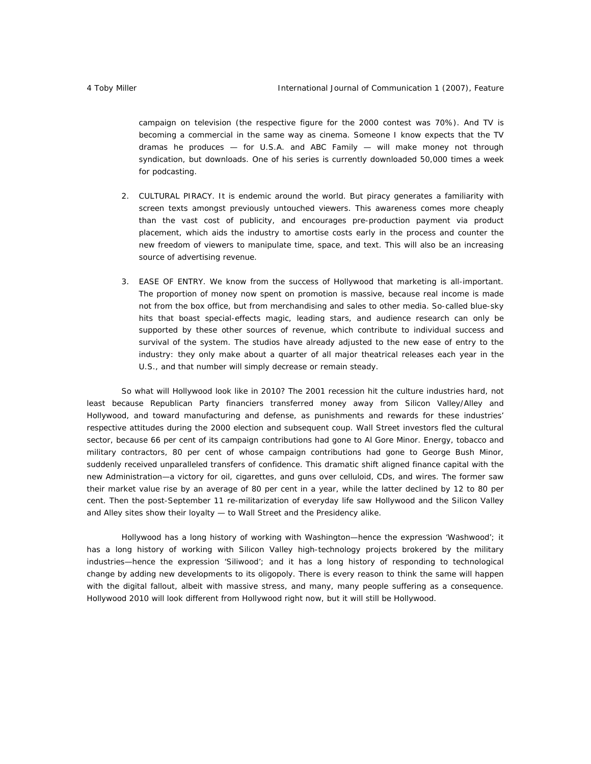campaign on television (the respective figure for the 2000 contest was 70%). And TV is becoming a commercial in the same way as cinema. Someone I know expects that the TV dramas he produces — for U.S.A. and ABC Family — will make money not through syndication, but downloads. One of his series is currently downloaded 50,000 times a week for podcasting.

2. CULTURAL PIRACY. It is endemic around the world. But piracy generates a familiarity with screen texts amongst previously untouched viewers. This awareness comes more cheaply than the vast cost of publicity, and encourages pre-production payment via product placement, which aids the industry to amortise costs early in the process and counter the new freedom of viewers to manipulate time, space, and text. This will also be an increasing source of advertising revenue.

3. EASE OF ENTRY. We know from the success of Hollywood that marketing is all-important. The proportion of money now spent on promotion is massive, because real income is made not from the box office, but from merchandising and sales to other media. So-called blue-sky hits that boast special-effects magic, leading stars, and audience research can only be supported by these other sources of revenue, which contribute to individual success and survival of the system. The studios have already adjusted to the new ease of entry to the industry: they only make about a quarter of all major theatrical releases each year in the U.S., and that number will simply decrease or remain steady.

So what will Hollywood look like in 2010? The 2001 recession hit the culture industries hard, not least because Republican Party financiers transferred money away from Silicon Valley/Alley and Hollywood, and toward manufacturing and defense, as punishments and rewards for these industries' respective attitudes during the 2000 election and subsequent coup. Wall Street investors fled the cultural sector, because 66 per cent of its campaign contributions had gone to Al Gore Minor. Energy, tobacco and military contractors, 80 per cent of whose campaign contributions had gone to George Bush Minor, suddenly received unparalleled transfers of confidence. This dramatic shift aligned finance capital with the new Administration—a victory for oil, cigarettes, and guns over celluloid, CDs, and wires. The former saw their market value rise by an average of 80 per cent in a year, while the latter declined by 12 to 80 per cent. Then the post-September 11 re-militarization of everyday life saw Hollywood and the Silicon Valley and Alley sites show their loyalty — to Wall Street and the Presidency alike.

Hollywood has a long history of working with Washington—hence the expression 'Washwood'; it has a long history of working with Silicon Valley high-technology projects brokered by the military industries—hence the expression 'Siliwood'; and it has a long history of responding to technological change by adding new developments to its oligopoly. There is every reason to think the same will happen with the digital fallout, albeit with massive stress, and many, many people suffering as a consequence. Hollywood 2010 will look different from Hollywood right now, but it will still be Hollywood.